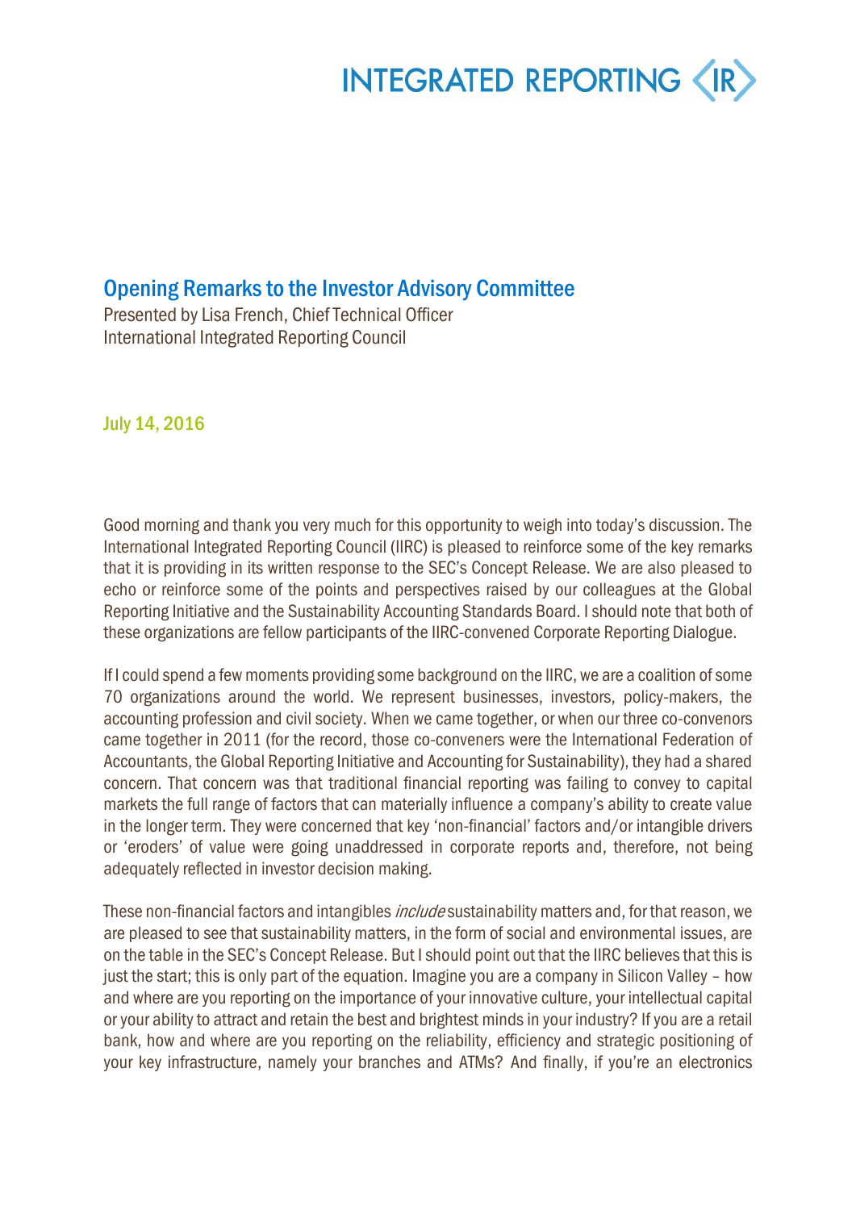INTEGRATED REPORTING <IR>

# Opening Remarks to the Investor Advisory Committee

Presented by Lisa French, Chief Technical Officer
International Integrated Reporting Council

July 14, 2016

Good morning and thank you very much for this opportunity to weigh into today's discussion. The International Integrated Reporting Council (IIRC) is pleased to reinforce some of the key remarks that it is providing in its written response to the SEC's Concept Release. We are also pleased to echo or reinforce some of the points and perspectives raised by our colleagues at the Global Reporting Initiative and the Sustainability Accounting Standards Board. I should note that both of these organizations are fellow participants of the IIRC-convened Corporate Reporting Dialogue.

If I could spend a few moments providing some background on the IIRC, we are a coalition of some 70 organizations around the world. We represent businesses, investors, policy-makers, the accounting profession and civil society. When we came together, or when our three co-convenors came together in 2011 (for the record, those co-conveners were the International Federation of Accountants, the Global Reporting Initiative and Accounting for Sustainability), they had a shared concern. That concern was that traditional financial reporting was failing to convey to capital markets the full range of factors that can materially influence a company's ability to create value in the longer term. They were concerned that key 'non-financial' factors and/or intangible drivers or 'eroders' of value were going unaddressed in corporate reports and, therefore, not being adequately reflected in investor decision making.

These non-financial factors and intangibles *include* sustainability matters and, for that reason, we are pleased to see that sustainability matters, in the form of social and environmental issues, are on the table in the SEC's Concept Release. But I should point out that the IIRC believes that this is just the start; this is only part of the equation. Imagine you are a company in Silicon Valley – how and where are you reporting on the importance of your innovative culture, your intellectual capital or your ability to attract and retain the best and brightest minds in your industry? If you are a retail bank, how and where are you reporting on the reliability, efficiency and strategic positioning of your key infrastructure, namely your branches and ATMs? And finally, if you're an electronics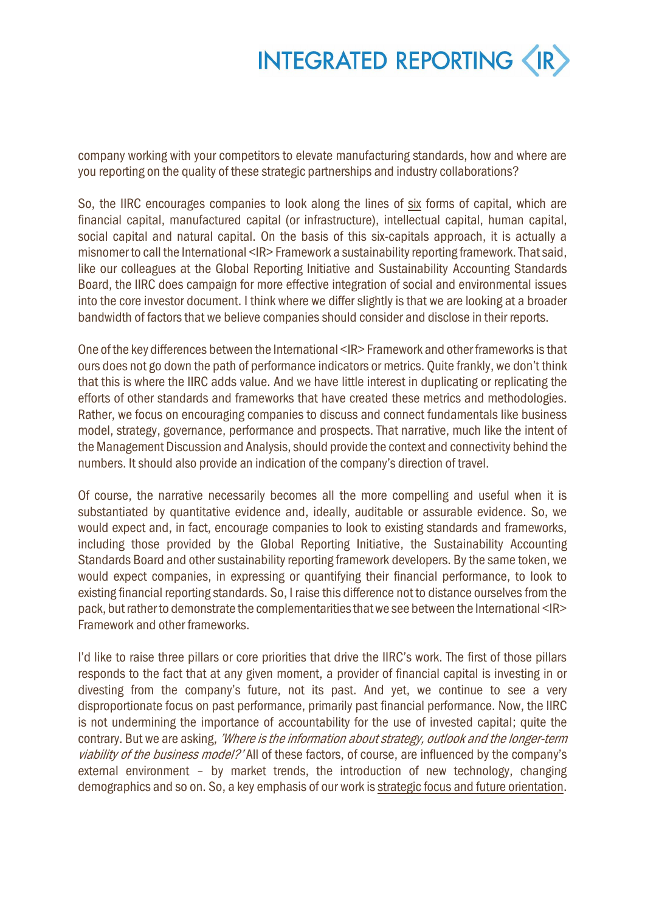company working with your competitors to elevate manufacturing standards, how and where are you reporting on the quality of these strategic partnerships and industry collaborations?

So, the IIRC encourages companies to look along the lines of six forms of capital, which are financial capital, manufactured capital (or infrastructure), intellectual capital, human capital, social capital and natural capital. On the basis of this six-capitals approach, it is actually a misnomer to call the International <IR> Framework a sustainability reporting framework. That said, like our colleagues at the Global Reporting Initiative and Sustainability Accounting Standards Board, the IIRC does campaign for more effective integration of social and environmental issues into the core investor document. I think where we differ slightly is that we are looking at a broader bandwidth of factors that we believe companies should consider and disclose in their reports.

One of the key differences between the International <IR> Framework and other frameworks is that ours does not go down the path of performance indicators or metrics. Quite frankly, we don't think that this is where the IIRC adds value. And we have little interest in duplicating or replicating the efforts of other standards and frameworks that have created these metrics and methodologies. Rather, we focus on encouraging companies to discuss and connect fundamentals like business model, strategy, governance, performance and prospects. That narrative, much like the intent of the Management Discussion and Analysis, should provide the context and connectivity behind the numbers. It should also provide an indication of the company's direction of travel.

Of course, the narrative necessarily becomes all the more compelling and useful when it is substantiated by quantitative evidence and, ideally, auditable or assurable evidence. So, we would expect and, in fact, encourage companies to look to existing standards and frameworks, including those provided by the Global Reporting Initiative, the Sustainability Accounting Standards Board and other sustainability reporting framework developers. By the same token, we would expect companies, in expressing or quantifying their financial performance, to look to existing financial reporting standards. So, I raise this difference not to distance ourselves from the pack, but rather to demonstrate the complementarities that we see between the International <IR> Framework and other frameworks.

I'd like to raise three pillars or core priorities that drive the IIRC's work. The first of those pillars responds to the fact that at any given moment, a provider of financial capital is investing in or divesting from the company's future, not its past. And yet, we continue to see a very disproportionate focus on past performance, primarily past financial performance. Now, the IIRC is not undermining the importance of accountability for the use of invested capital; quite the contrary. But we are asking, *'Where is the information about strategy, outlook and the longer-term viability of the business model?'* All of these factors, of course, are influenced by the company's external environment – by market trends, the introduction of new technology, changing demographics and so on. So, a key emphasis of our work is strategic focus and future orientation.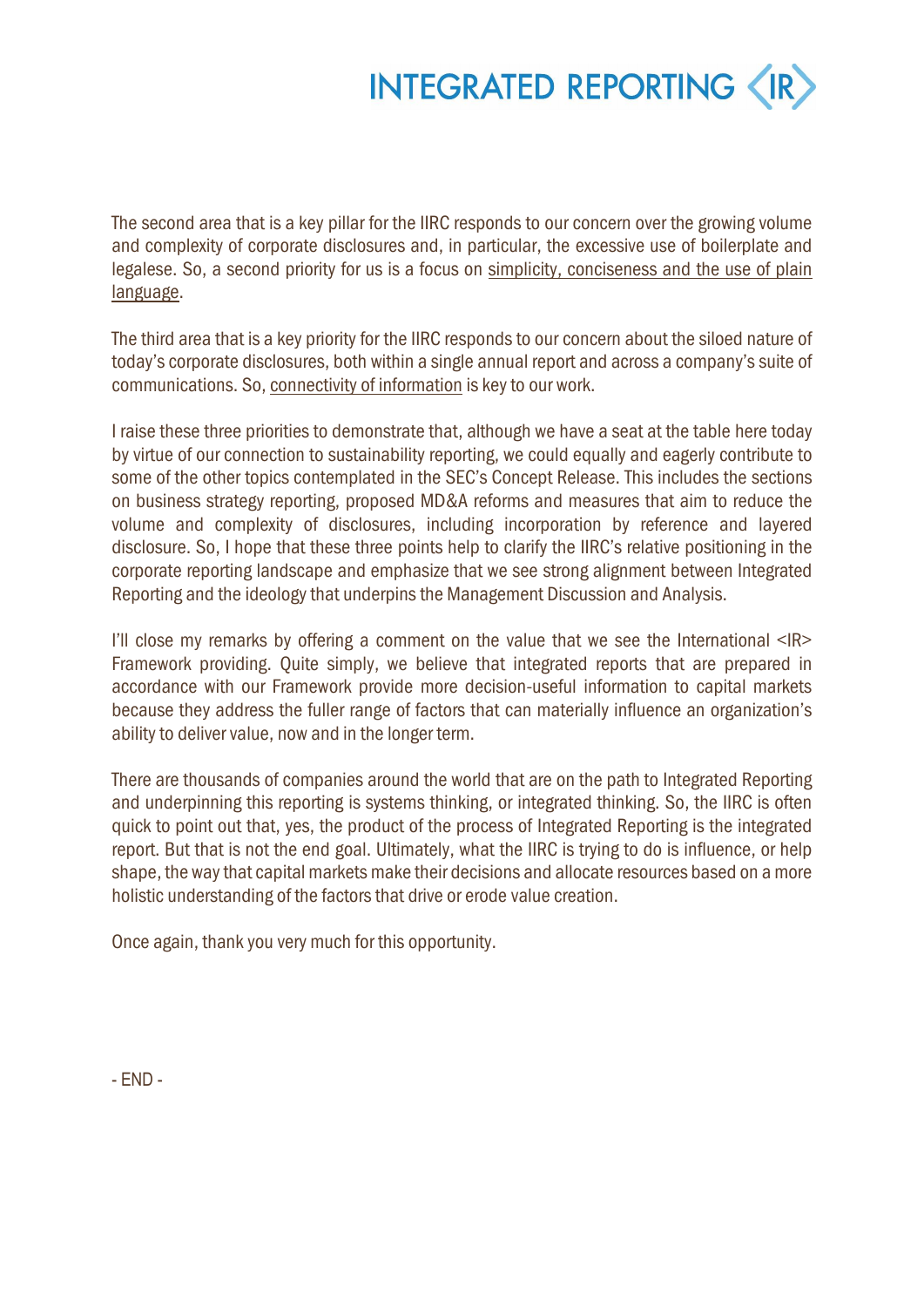The second area that is a key pillar for the IIRC responds to our concern over the growing volume and complexity of corporate disclosures and, in particular, the excessive use of boilerplate and legalese. So, a second priority for us is a focus on <u>simplicity, conciseness and the use of plain language</u>.

The third area that is a key priority for the IIRC responds to our concern about the siloed nature of today's corporate disclosures, both within a single annual report and across a company's suite of communications. So, <u>connectivity of information</u> is key to our work.

I raise these three priorities to demonstrate that, although we have a seat at the table here today by virtue of our connection to sustainability reporting, we could equally and eagerly contribute to some of the other topics contemplated in the SEC's Concept Release. This includes the sections on business strategy reporting, proposed MD&A reforms and measures that aim to reduce the volume and complexity of disclosures, including incorporation by reference and layered disclosure. So, I hope that these three points help to clarify the IIRC's relative positioning in the corporate reporting landscape and emphasize that we see strong alignment between Integrated Reporting and the ideology that underpins the Management Discussion and Analysis.

I'll close my remarks by offering a comment on the value that we see the International <IR> Framework providing. Quite simply, we believe that integrated reports that are prepared in accordance with our Framework provide more decision-useful information to capital markets because they address the fuller range of factors that can materially influence an organization's ability to deliver value, now and in the longer term.

There are thousands of companies around the world that are on the path to Integrated Reporting and underpinning this reporting is systems thinking, or integrated thinking. So, the IIRC is often quick to point out that, yes, the product of the process of Integrated Reporting is the integrated report. But that is not the end goal. Ultimately, what the IIRC is trying to do is influence, or help shape, the way that capital markets make their decisions and allocate resources based on a more holistic understanding of the factors that drive or erode value creation.

Once again, thank you very much for this opportunity.

- END -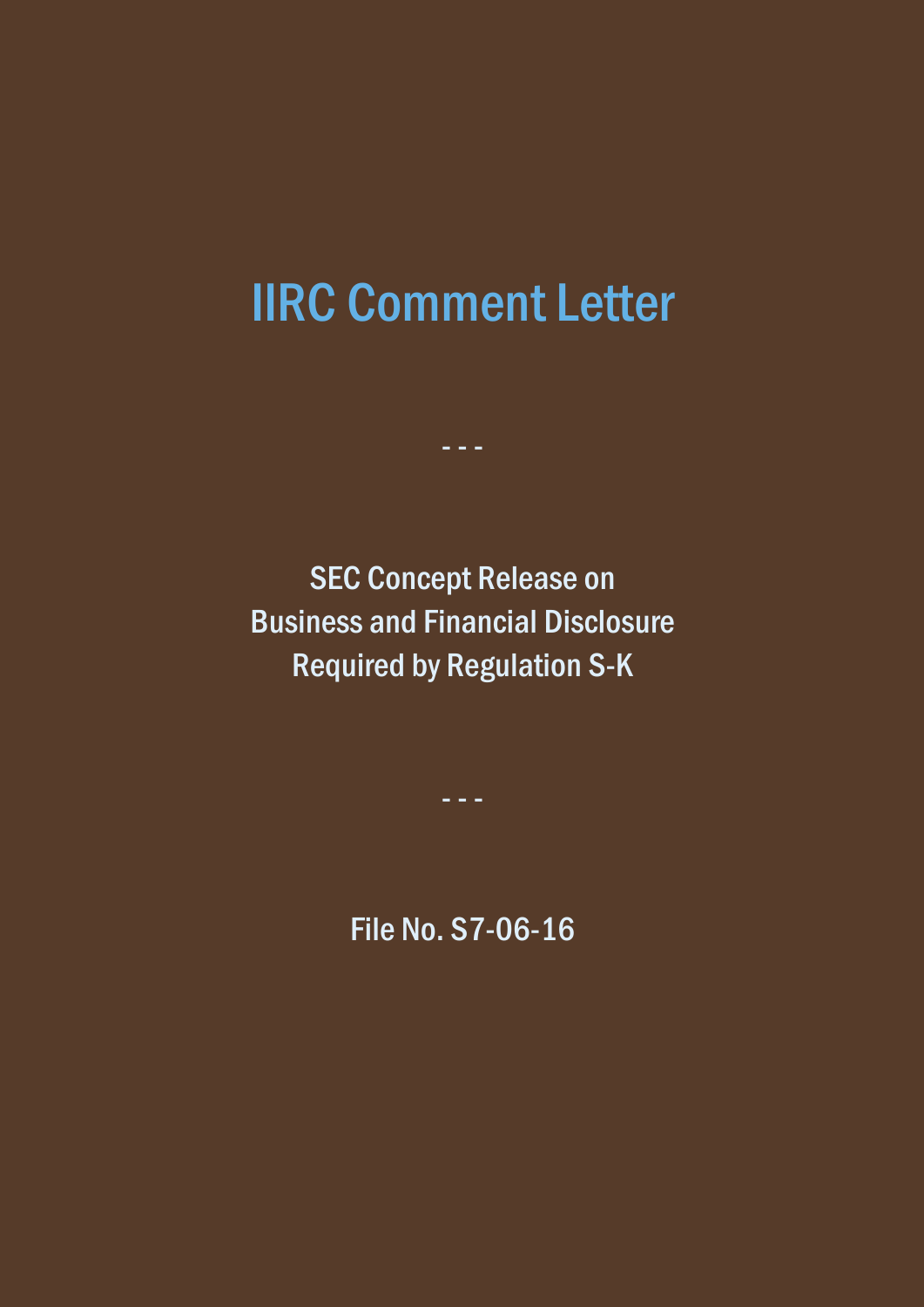# IIRC Comment Letter

- - -

SEC Concept Release on
Business and Financial Disclosure
Required by Regulation S-K

- - -

File No. S7-06-16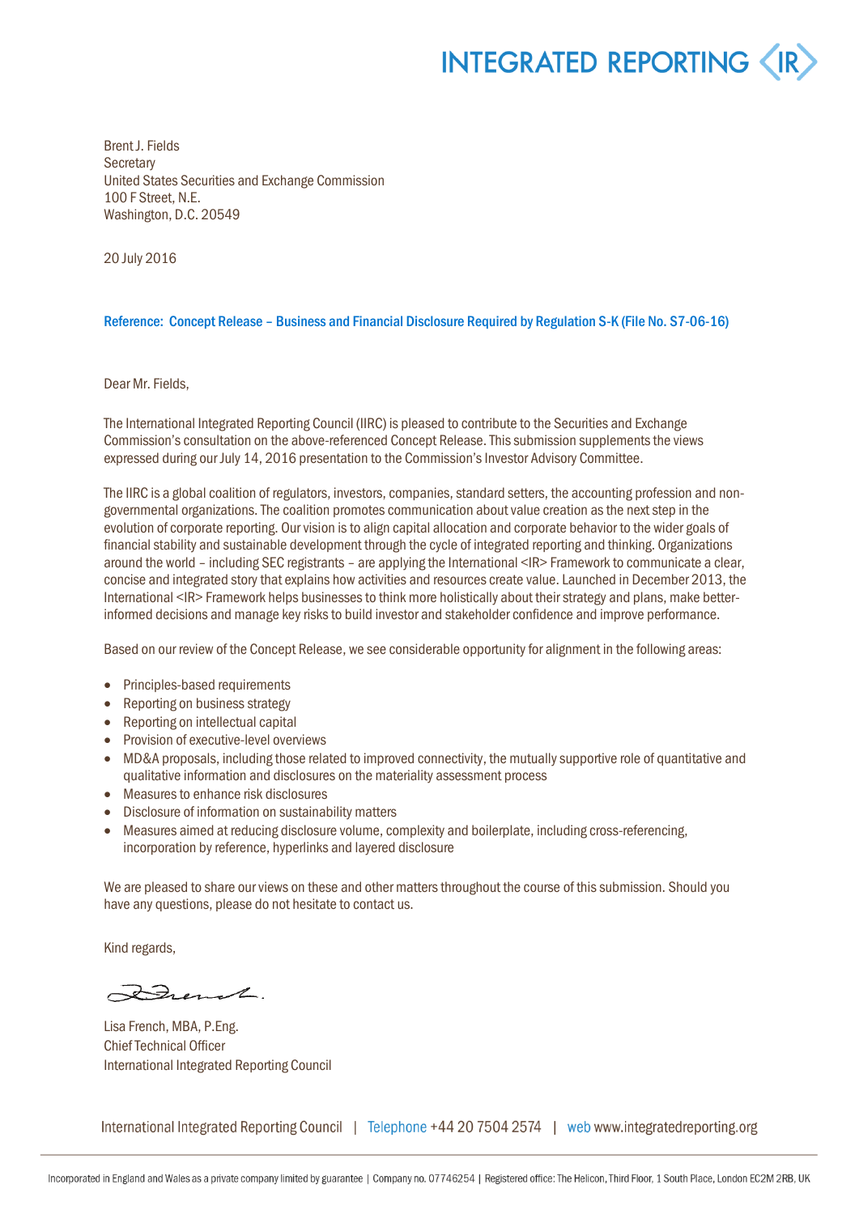INTEGRATED REPORTING <IR>

Brent J. Fields
Secretary
United States Securities and Exchange Commission
100 F Street, N.E.
Washington, D.C. 20549

20 July 2016

**Reference: Concept Release – Business and Financial Disclosure Required by Regulation S-K (File No. S7-06-16)**

Dear Mr. Fields,

The International Integrated Reporting Council (IIRC) is pleased to contribute to the Securities and Exchange Commission's consultation on the above-referenced Concept Release. This submission supplements the views expressed during our July 14, 2016 presentation to the Commission's Investor Advisory Committee.

The IIRC is a global coalition of regulators, investors, companies, standard setters, the accounting profession and non-governmental organizations. The coalition promotes communication about value creation as the next step in the evolution of corporate reporting. Our vision is to align capital allocation and corporate behavior to the wider goals of financial stability and sustainable development through the cycle of integrated reporting and thinking. Organizations around the world – including SEC registrants – are applying the International <IR> Framework to communicate a clear, concise and integrated story that explains how activities and resources create value. Launched in December 2013, the International <IR> Framework helps businesses to think more holistically about their strategy and plans, make better-informed decisions and manage key risks to build investor and stakeholder confidence and improve performance.

Based on our review of the Concept Release, we see considerable opportunity for alignment in the following areas:

- Principles-based requirements
- Reporting on business strategy
- Reporting on intellectual capital
- Provision of executive-level overviews
- MD&A proposals, including those related to improved connectivity, the mutually supportive role of quantitative and qualitative information and disclosures on the materiality assessment process
- Measures to enhance risk disclosures
- Disclosure of information on sustainability matters
- Measures aimed at reducing disclosure volume, complexity and boilerplate, including cross-referencing, incorporation by reference, hyperlinks and layered disclosure

We are pleased to share our views on these and other matters throughout the course of this submission. Should you have any questions, please do not hesitate to contact us.

Kind regards,

Lisa French, MBA, P.Eng.
Chief Technical Officer
International Integrated Reporting Council

International Integrated Reporting Council | Telephone +44 20 7504 2574 | web www.integratedreporting.org

Incorporated in England and Wales as a private company limited by guarantee | Company no. 07746254 | Registered office: The Helicon, Third Floor, 1 South Place, London EC2M 2RB, UK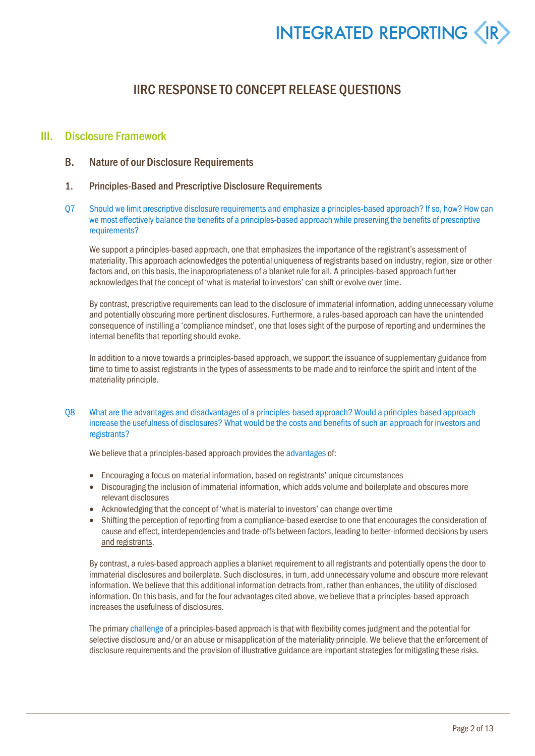# IIRC RESPONSE TO CONCEPT RELEASE QUESTIONS

## III. Disclosure Framework

### B. Nature of our Disclosure Requirements

### 1. Principles-Based and Prescriptive Disclosure Requirements

Q7 Should we limit prescriptive disclosure requirements and emphasize a principles-based approach? If so, how? How can we most effectively balance the benefits of a principles-based approach while preserving the benefits of prescriptive requirements?

We support a principles-based approach, one that emphasizes the importance of the registrant's assessment of materiality. This approach acknowledges the potential uniqueness of registrants based on industry, region, size or other factors and, on this basis, the inappropriateness of a blanket rule for all. A principles-based approach further acknowledges that the concept of 'what is material to investors' can shift or evolve over time.

By contrast, prescriptive requirements can lead to the disclosure of immaterial information, adding unnecessary volume and potentially obscuring more pertinent disclosures. Furthermore, a rules-based approach can have the unintended consequence of instilling a 'compliance mindset', one that loses sight of the purpose of reporting and undermines the internal benefits that reporting should evoke.

In addition to a move towards a principles-based approach, we support the issuance of supplementary guidance from time to time to assist registrants in the types of assessments to be made and to reinforce the spirit and intent of the materiality principle.

Q8 What are the advantages and disadvantages of a principles-based approach? Would a principles-based approach increase the usefulness of disclosures? What would be the costs and benefits of such an approach for investors and registrants?

We believe that a principles-based approach provides the advantages of:

- Encouraging a focus on material information, based on registrants' unique circumstances
- Discouraging the inclusion of immaterial information, which adds volume and boilerplate and obscures more relevant disclosures
- Acknowledging that the concept of 'what is material to investors' can change over time
- Shifting the perception of reporting from a compliance-based exercise to one that encourages the consideration of cause and effect, interdependencies and trade-offs between factors, leading to better-informed decisions by users and registrants.

By contrast, a rules-based approach applies a blanket requirement to all registrants and potentially opens the door to immaterial disclosures and boilerplate. Such disclosures, in turn, add unnecessary volume and obscure more relevant information. We believe that this additional information detracts from, rather than enhances, the utility of disclosed information. On this basis, and for the four advantages cited above, we believe that a principles-based approach increases the usefulness of disclosures.

The primary challenge of a principles-based approach is that with flexibility comes judgment and the potential for selective disclosure and/or an abuse or misapplication of the materiality principle. We believe that the enforcement of disclosure requirements and the provision of illustrative guidance are important strategies for mitigating these risks.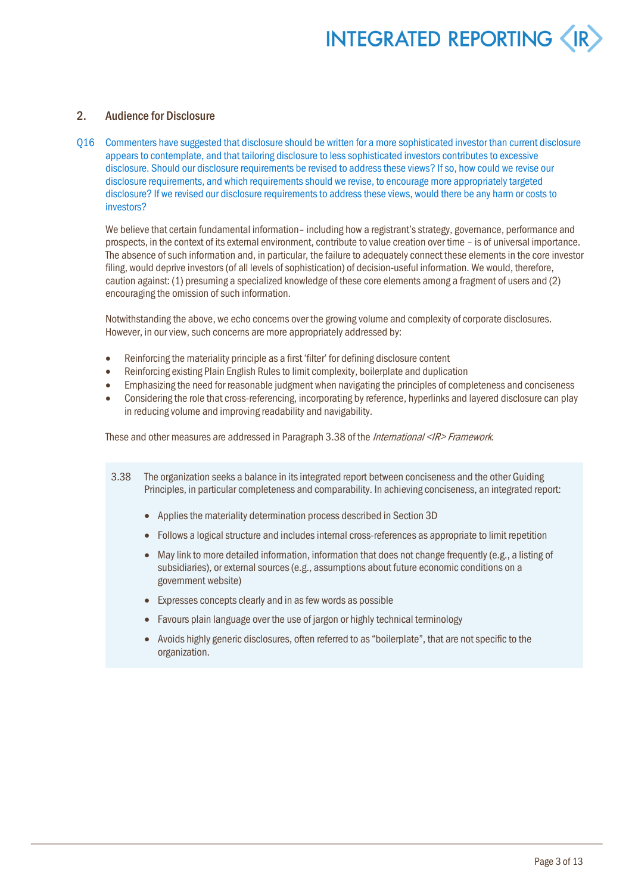## 2. Audience for Disclosure

Q16 Commenters have suggested that disclosure should be written for a more sophisticated investor than current disclosure appears to contemplate, and that tailoring disclosure to less sophisticated investors contributes to excessive disclosure. Should our disclosure requirements be revised to address these views? If so, how could we revise our disclosure requirements, and which requirements should we revise, to encourage more appropriately targeted disclosure? If we revised our disclosure requirements to address these views, would there be any harm or costs to investors?

We believe that certain fundamental information– including how a registrant's strategy, governance, performance and prospects, in the context of its external environment, contribute to value creation over time – is of universal importance. The absence of such information and, in particular, the failure to adequately connect these elements in the core investor filing, would deprive investors (of all levels of sophistication) of decision-useful information. We would, therefore, caution against: (1) presuming a specialized knowledge of these core elements among a fragment of users and (2) encouraging the omission of such information.

Notwithstanding the above, we echo concerns over the growing volume and complexity of corporate disclosures. However, in our view, such concerns are more appropriately addressed by:

- Reinforcing the materiality principle as a first 'filter' for defining disclosure content
- Reinforcing existing Plain English Rules to limit complexity, boilerplate and duplication
- Emphasizing the need for reasonable judgment when navigating the principles of completeness and conciseness
- Considering the role that cross-referencing, incorporating by reference, hyperlinks and layered disclosure can play in reducing volume and improving readability and navigability.

These and other measures are addressed in Paragraph 3.38 of the *International <IR> Framework*.

> 3.38 The organization seeks a balance in its integrated report between conciseness and the other Guiding Principles, in particular completeness and comparability. In achieving conciseness, an integrated report:
>
> - Applies the materiality determination process described in Section 3D
> - Follows a logical structure and includes internal cross-references as appropriate to limit repetition
> - May link to more detailed information, information that does not change frequently (e.g., a listing of subsidiaries), or external sources (e.g., assumptions about future economic conditions on a government website)
> - Expresses concepts clearly and in as few words as possible
> - Favours plain language over the use of jargon or highly technical terminology
> - Avoids highly generic disclosures, often referred to as "boilerplate", that are not specific to the organization.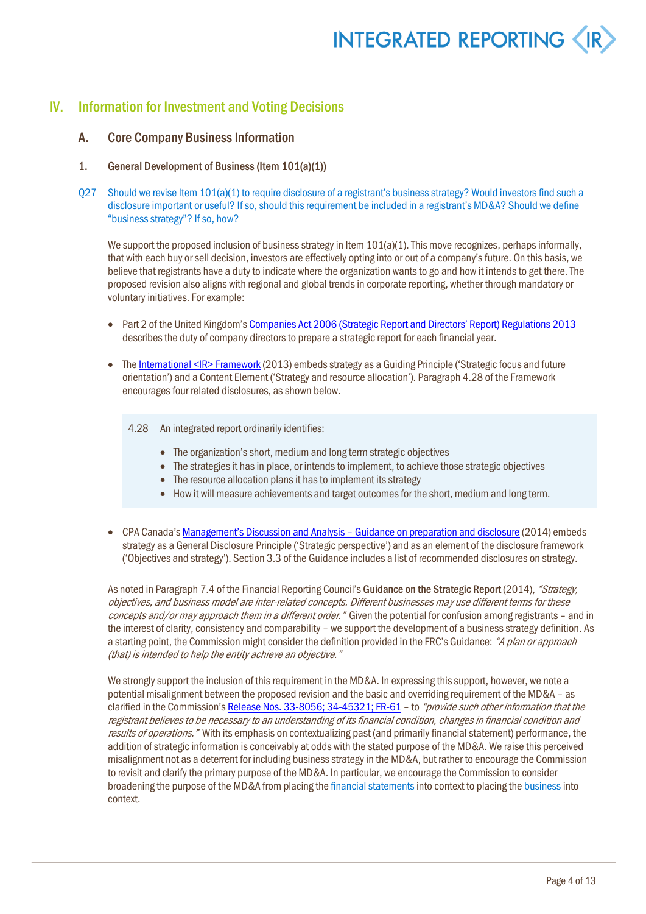## IV. Information for Investment and Voting Decisions

### A. Core Company Business Information

#### 1. General Development of Business (Item 101(a)(1))

Q27 Should we revise Item 101(a)(1) to require disclosure of a registrant's business strategy? Would investors find such a disclosure important or useful? If so, should this requirement be included in a registrant's MD&A? Should we define "business strategy"? If so, how?

We support the proposed inclusion of business strategy in Item 101(a)(1). This move recognizes, perhaps informally, that with each buy or sell decision, investors are effectively opting into or out of a company's future. On this basis, we believe that registrants have a duty to indicate where the organization wants to go and how it intends to get there. The proposed revision also aligns with regional and global trends in corporate reporting, whether through mandatory or voluntary initiatives. For example:

- Part 2 of the United Kingdom's Companies Act 2006 (Strategic Report and Directors' Report) Regulations 2013 describes the duty of company directors to prepare a strategic report for each financial year.
- The International <IR> Framework (2013) embeds strategy as a Guiding Principle ('Strategic focus and future orientation') and a Content Element ('Strategy and resource allocation'). Paragraph 4.28 of the Framework encourages four related disclosures, as shown below.

> 4.28 An integrated report ordinarily identifies:
>
> - The organization's short, medium and long term strategic objectives
> - The strategies it has in place, or intends to implement, to achieve those strategic objectives
> - The resource allocation plans it has to implement its strategy
> - How it will measure achievements and target outcomes for the short, medium and long term.

- CPA Canada's Management's Discussion and Analysis – Guidance on preparation and disclosure (2014) embeds strategy as a General Disclosure Principle ('Strategic perspective') and as an element of the disclosure framework ('Objectives and strategy'). Section 3.3 of the Guidance includes a list of recommended disclosures on strategy.

As noted in Paragraph 7.4 of the Financial Reporting Council's **Guidance on the Strategic Report** (2014), *"Strategy, objectives, and business model are inter-related concepts. Different businesses may use different terms for these concepts and/or may approach them in a different order."* Given the potential for confusion among registrants – and in the interest of clarity, consistency and comparability – we support the development of a business strategy definition. As a starting point, the Commission might consider the definition provided in the FRC's Guidance: *"A plan or approach (that) is intended to help the entity achieve an objective."*

We strongly support the inclusion of this requirement in the MD&A. In expressing this support, however, we note a potential misalignment between the proposed revision and the basic and overriding requirement of the MD&A – as clarified in the Commission's Release Nos. 33-8056; 34-45321; FR-61 – to *"provide such other information that the registrant believes to be necessary to an understanding of its financial condition, changes in financial condition and results of operations."* With its emphasis on contextualizing past (and primarily financial statement) performance, the addition of strategic information is conceivably at odds with the stated purpose of the MD&A. We raise this perceived misalignment not as a deterrent for including business strategy in the MD&A, but rather to encourage the Commission to revisit and clarify the primary purpose of the MD&A. In particular, we encourage the Commission to consider broadening the purpose of the MD&A from placing the financial statements into context to placing the business into context.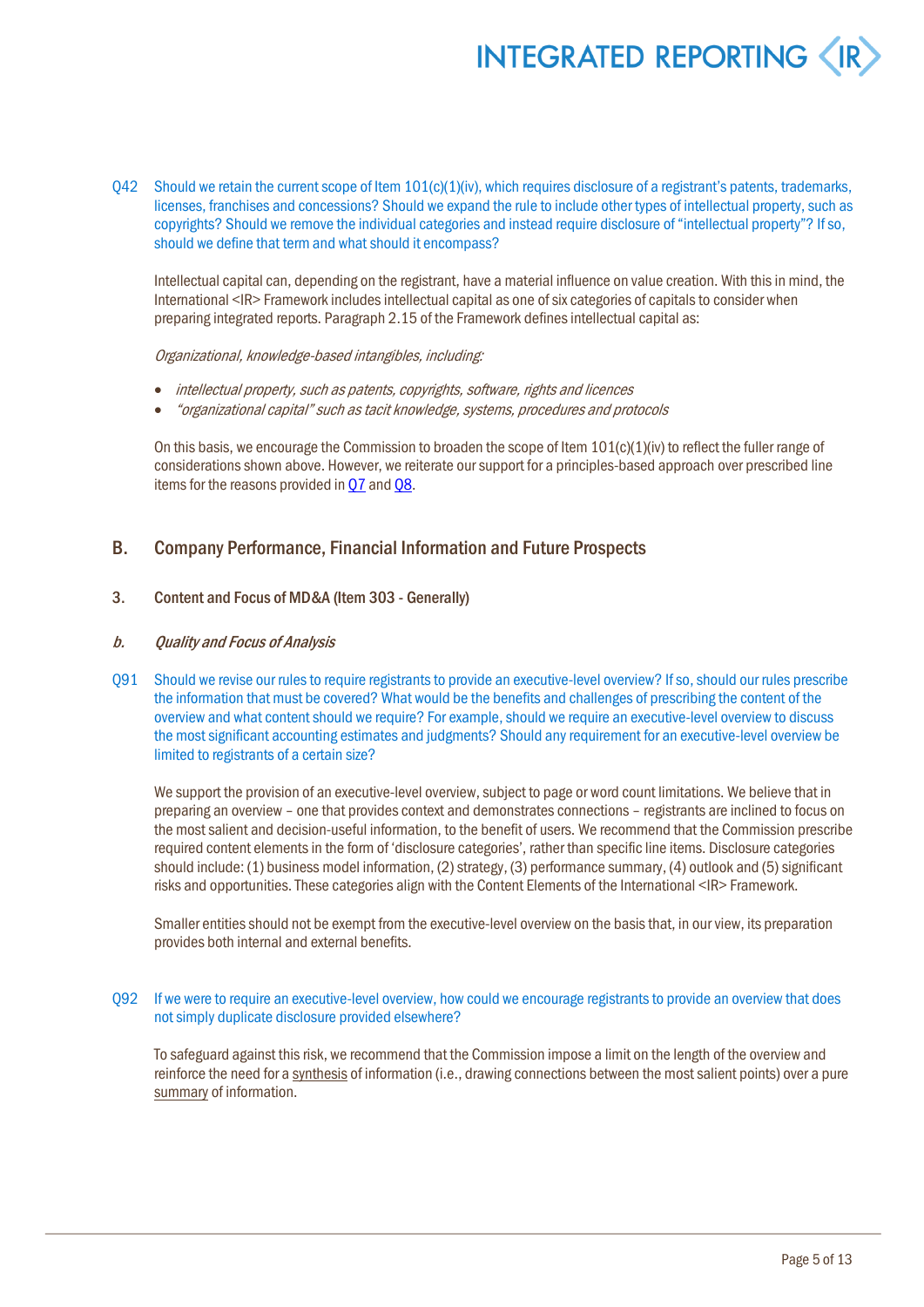Q42 Should we retain the current scope of Item 101(c)(1)(iv), which requires disclosure of a registrant's patents, trademarks, licenses, franchises and concessions? Should we expand the rule to include other types of intellectual property, such as copyrights? Should we remove the individual categories and instead require disclosure of "intellectual property"? If so, should we define that term and what should it encompass?

Intellectual capital can, depending on the registrant, have a material influence on value creation. With this in mind, the International <IR> Framework includes intellectual capital as one of six categories of capitals to consider when preparing integrated reports. Paragraph 2.15 of the Framework defines intellectual capital as:

*Organizational, knowledge-based intangibles, including:*

- *intellectual property, such as patents, copyrights, software, rights and licences*
- *"organizational capital" such as tacit knowledge, systems, procedures and protocols*

On this basis, we encourage the Commission to broaden the scope of Item 101(c)(1)(iv) to reflect the fuller range of considerations shown above. However, we reiterate our support for a principles-based approach over prescribed line items for the reasons provided in Q7 and Q8.

## B. Company Performance, Financial Information and Future Prospects

### 3. Content and Focus of MD&A (Item 303 - Generally)

#### *b. Quality and Focus of Analysis*

Q91 Should we revise our rules to require registrants to provide an executive-level overview? If so, should our rules prescribe the information that must be covered? What would be the benefits and challenges of prescribing the content of the overview and what content should we require? For example, should we require an executive-level overview to discuss the most significant accounting estimates and judgments? Should any requirement for an executive-level overview be limited to registrants of a certain size?

We support the provision of an executive-level overview, subject to page or word count limitations. We believe that in preparing an overview – one that provides context and demonstrates connections – registrants are inclined to focus on the most salient and decision-useful information, to the benefit of users. We recommend that the Commission prescribe required content elements in the form of 'disclosure categories', rather than specific line items. Disclosure categories should include: (1) business model information, (2) strategy, (3) performance summary, (4) outlook and (5) significant risks and opportunities. These categories align with the Content Elements of the International <IR> Framework.

Smaller entities should not be exempt from the executive-level overview on the basis that, in our view, its preparation provides both internal and external benefits.

Q92 If we were to require an executive-level overview, how could we encourage registrants to provide an overview that does not simply duplicate disclosure provided elsewhere?

To safeguard against this risk, we recommend that the Commission impose a limit on the length of the overview and reinforce the need for a synthesis of information (i.e., drawing connections between the most salient points) over a pure summary of information.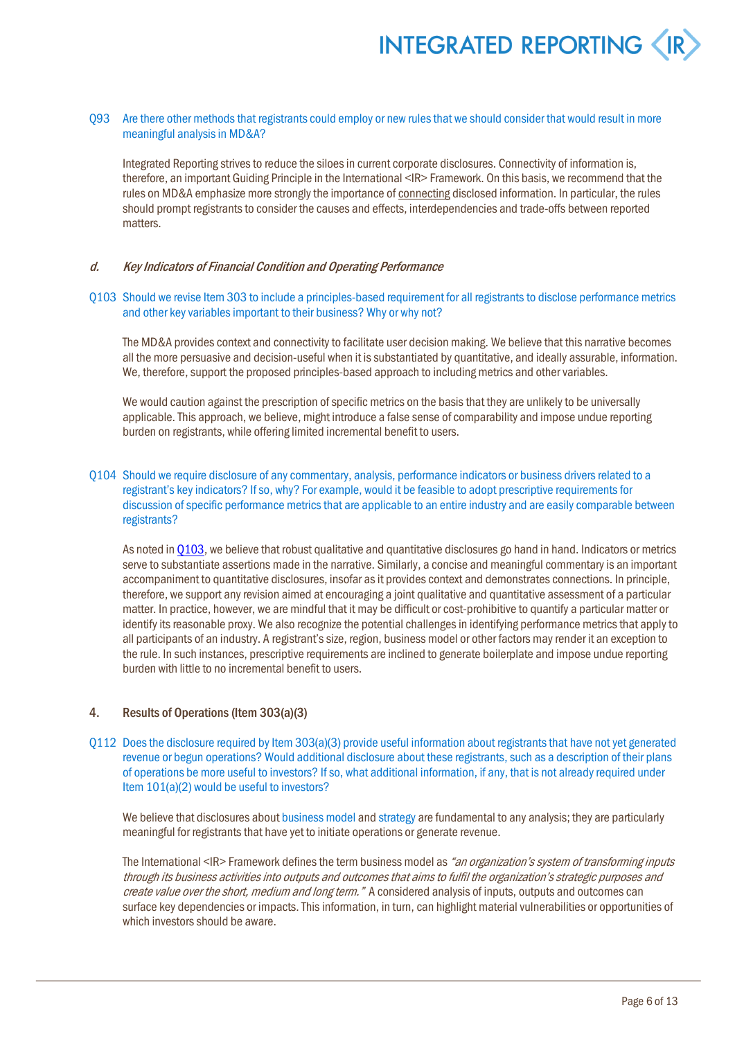Q93 Are there other methods that registrants could employ or new rules that we should consider that would result in more meaningful analysis in MD&A?

Integrated Reporting strives to reduce the siloes in current corporate disclosures. Connectivity of information is, therefore, an important Guiding Principle in the International <IR> Framework. On this basis, we recommend that the rules on MD&A emphasize more strongly the importance of connecting disclosed information. In particular, the rules should prompt registrants to consider the causes and effects, interdependencies and trade-offs between reported matters.

### *d. Key Indicators of Financial Condition and Operating Performance*

Q103 Should we revise Item 303 to include a principles-based requirement for all registrants to disclose performance metrics and other key variables important to their business? Why or why not?

The MD&A provides context and connectivity to facilitate user decision making. We believe that this narrative becomes all the more persuasive and decision-useful when it is substantiated by quantitative, and ideally assurable, information. We, therefore, support the proposed principles-based approach to including metrics and other variables.

We would caution against the prescription of specific metrics on the basis that they are unlikely to be universally applicable. This approach, we believe, might introduce a false sense of comparability and impose undue reporting burden on registrants, while offering limited incremental benefit to users.

Q104 Should we require disclosure of any commentary, analysis, performance indicators or business drivers related to a registrant's key indicators? If so, why? For example, would it be feasible to adopt prescriptive requirements for discussion of specific performance metrics that are applicable to an entire industry and are easily comparable between registrants?

As noted in Q103, we believe that robust qualitative and quantitative disclosures go hand in hand. Indicators or metrics serve to substantiate assertions made in the narrative. Similarly, a concise and meaningful commentary is an important accompaniment to quantitative disclosures, insofar as it provides context and demonstrates connections. In principle, therefore, we support any revision aimed at encouraging a joint qualitative and quantitative assessment of a particular matter. In practice, however, we are mindful that it may be difficult or cost-prohibitive to quantify a particular matter or identify its reasonable proxy. We also recognize the potential challenges in identifying performance metrics that apply to all participants of an industry. A registrant's size, region, business model or other factors may render it an exception to the rule. In such instances, prescriptive requirements are inclined to generate boilerplate and impose undue reporting burden with little to no incremental benefit to users.

### 4. Results of Operations (Item 303(a)(3)

Q112 Does the disclosure required by Item 303(a)(3) provide useful information about registrants that have not yet generated revenue or begun operations? Would additional disclosure about these registrants, such as a description of their plans of operations be more useful to investors? If so, what additional information, if any, that is not already required under Item 101(a)(2) would be useful to investors?

We believe that disclosures about business model and strategy are fundamental to any analysis; they are particularly meaningful for registrants that have yet to initiate operations or generate revenue.

The International <IR> Framework defines the term business model as *"an organization's system of transforming inputs through its business activities into outputs and outcomes that aims to fulfil the organization's strategic purposes and create value over the short, medium and long term."* A considered analysis of inputs, outputs and outcomes can surface key dependencies or impacts. This information, in turn, can highlight material vulnerabilities or opportunities of which investors should be aware.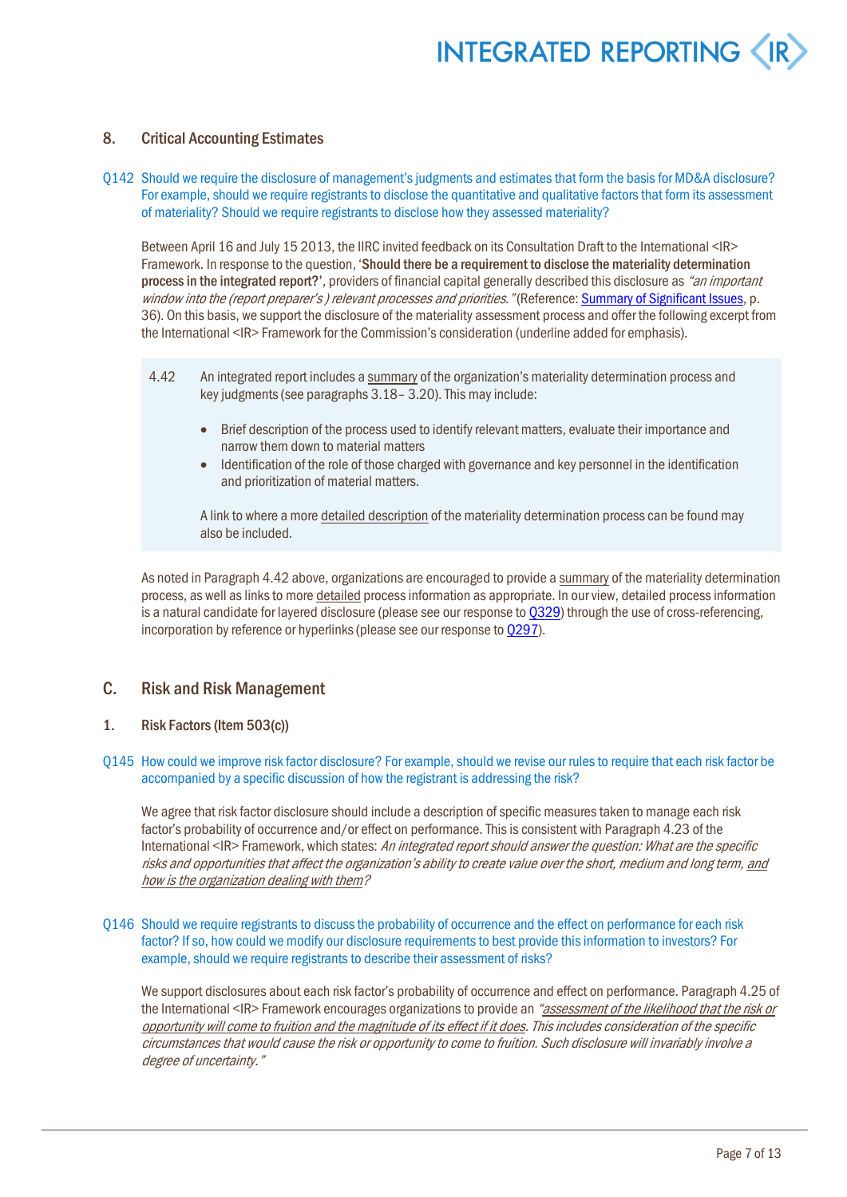## 8. Critical Accounting Estimates

Q142 Should we require the disclosure of management's judgments and estimates that form the basis for MD&A disclosure? For example, should we require registrants to disclose the quantitative and qualitative factors that form its assessment of materiality? Should we require registrants to disclose how they assessed materiality?

Between April 16 and July 15 2013, the IIRC invited feedback on its Consultation Draft to the International <IR> Framework. In response to the question, '**Should there be a requirement to disclose the materiality determination process in the integrated report?**', providers of financial capital generally described this disclosure as *"an important window into the (report preparer's ) relevant processes and priorities."* (Reference: Summary of Significant Issues, p. 36). On this basis, we support the disclosure of the materiality assessment process and offer the following excerpt from the International <IR> Framework for the Commission's consideration (underline added for emphasis).

> 4.42 An integrated report includes a summary of the organization's materiality determination process and key judgments (see paragraphs 3.18– 3.20). This may include:
>
> - Brief description of the process used to identify relevant matters, evaluate their importance and narrow them down to material matters
> - Identification of the role of those charged with governance and key personnel in the identification and prioritization of material matters.
>
> A link to where a more detailed description of the materiality determination process can be found may also be included.

As noted in Paragraph 4.42 above, organizations are encouraged to provide a summary of the materiality determination process, as well as links to more detailed process information as appropriate. In our view, detailed process information is a natural candidate for layered disclosure (please see our response to Q329) through the use of cross-referencing, incorporation by reference or hyperlinks (please see our response to Q297).

## C. Risk and Risk Management

### 1. Risk Factors (Item 503(c))

Q145 How could we improve risk factor disclosure? For example, should we revise our rules to require that each risk factor be accompanied by a specific discussion of how the registrant is addressing the risk?

We agree that risk factor disclosure should include a description of specific measures taken to manage each risk factor's probability of occurrence and/or effect on performance. This is consistent with Paragraph 4.23 of the International <IR> Framework, which states: *An integrated report should answer the question: What are the specific risks and opportunities that affect the organization's ability to create value over the short, medium and long term, and how is the organization dealing with them?*

Q146 Should we require registrants to discuss the probability of occurrence and the effect on performance for each risk factor? If so, how could we modify our disclosure requirements to best provide this information to investors? For example, should we require registrants to describe their assessment of risks?

We support disclosures about each risk factor's probability of occurrence and effect on performance. Paragraph 4.25 of the International <IR> Framework encourages organizations to provide an *"assessment of the likelihood that the risk or opportunity will come to fruition and the magnitude of its effect if it does. This includes consideration of the specific circumstances that would cause the risk or opportunity to come to fruition. Such disclosure will invariably involve a degree of uncertainty."*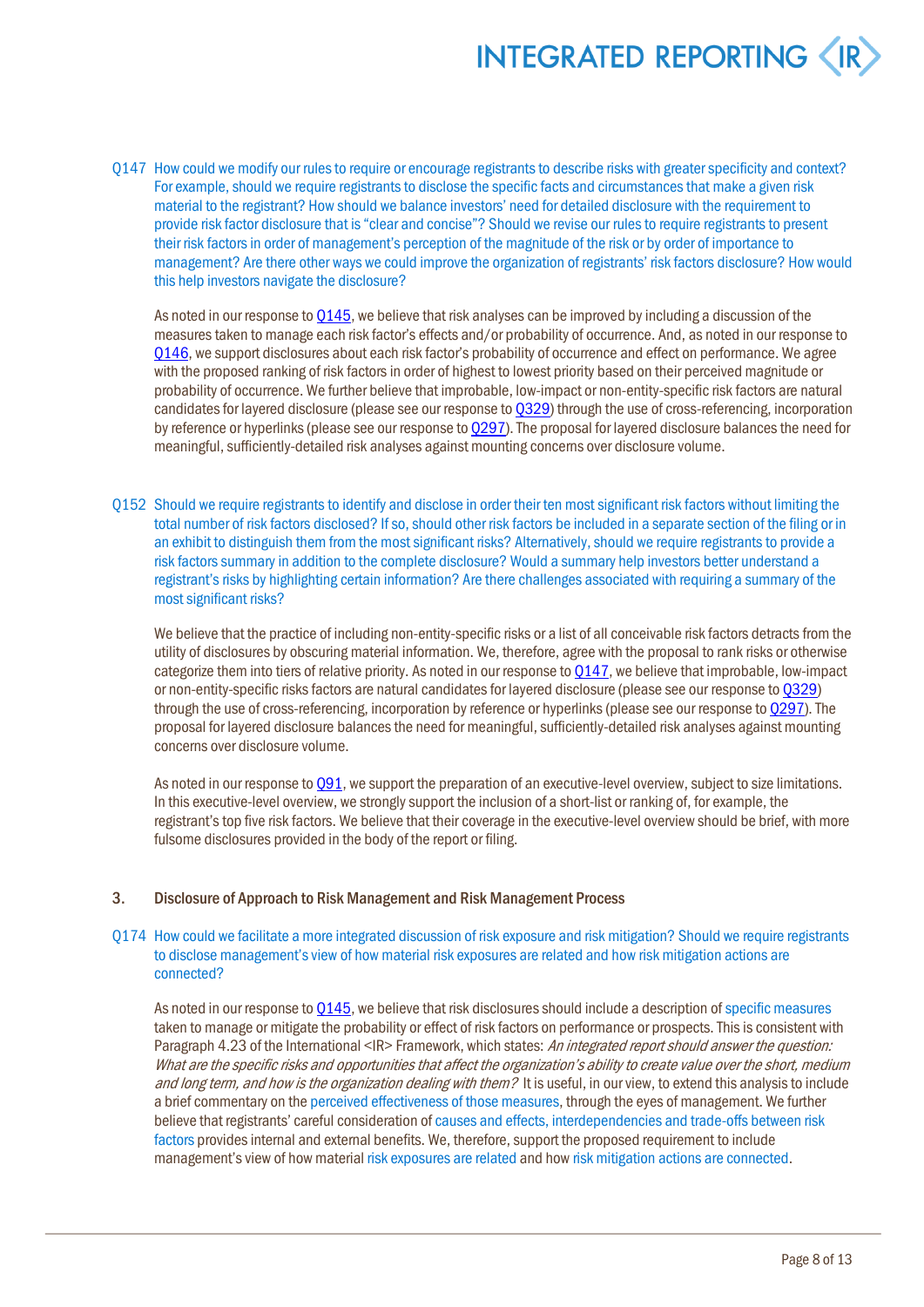Q147 How could we modify our rules to require or encourage registrants to describe risks with greater specificity and context? For example, should we require registrants to disclose the specific facts and circumstances that make a given risk material to the registrant? How should we balance investors' need for detailed disclosure with the requirement to provide risk factor disclosure that is "clear and concise"? Should we revise our rules to require registrants to present their risk factors in order of management's perception of the magnitude of the risk or by order of importance to management? Are there other ways we could improve the organization of registrants' risk factors disclosure? How would this help investors navigate the disclosure?

As noted in our response to Q145, we believe that risk analyses can be improved by including a discussion of the measures taken to manage each risk factor's effects and/or probability of occurrence. And, as noted in our response to Q146, we support disclosures about each risk factor's probability of occurrence and effect on performance. We agree with the proposed ranking of risk factors in order of highest to lowest priority based on their perceived magnitude or probability of occurrence. We further believe that improbable, low-impact or non-entity-specific risk factors are natural candidates for layered disclosure (please see our response to Q329) through the use of cross-referencing, incorporation by reference or hyperlinks (please see our response to Q297). The proposal for layered disclosure balances the need for meaningful, sufficiently-detailed risk analyses against mounting concerns over disclosure volume.

Q152 Should we require registrants to identify and disclose in order their ten most significant risk factors without limiting the total number of risk factors disclosed? If so, should other risk factors be included in a separate section of the filing or in an exhibit to distinguish them from the most significant risks? Alternatively, should we require registrants to provide a risk factors summary in addition to the complete disclosure? Would a summary help investors better understand a registrant's risks by highlighting certain information? Are there challenges associated with requiring a summary of the most significant risks?

We believe that the practice of including non-entity-specific risks or a list of all conceivable risk factors detracts from the utility of disclosures by obscuring material information. We, therefore, agree with the proposal to rank risks or otherwise categorize them into tiers of relative priority. As noted in our response to Q147, we believe that improbable, low-impact or non-entity-specific risks factors are natural candidates for layered disclosure (please see our response to Q329) through the use of cross-referencing, incorporation by reference or hyperlinks (please see our response to Q297). The proposal for layered disclosure balances the need for meaningful, sufficiently-detailed risk analyses against mounting concerns over disclosure volume.

As noted in our response to Q91, we support the preparation of an executive-level overview, subject to size limitations. In this executive-level overview, we strongly support the inclusion of a short-list or ranking of, for example, the registrant's top five risk factors. We believe that their coverage in the executive-level overview should be brief, with more fulsome disclosures provided in the body of the report or filing.

### 3. Disclosure of Approach to Risk Management and Risk Management Process

Q174 How could we facilitate a more integrated discussion of risk exposure and risk mitigation? Should we require registrants to disclose management's view of how material risk exposures are related and how risk mitigation actions are connected?

As noted in our response to Q145, we believe that risk disclosures should include a description of specific measures taken to manage or mitigate the probability or effect of risk factors on performance or prospects. This is consistent with Paragraph 4.23 of the International <IR> Framework, which states: *An integrated report should answer the question: What are the specific risks and opportunities that affect the organization's ability to create value over the short, medium and long term, and how is the organization dealing with them?* It is useful, in our view, to extend this analysis to include a brief commentary on the perceived effectiveness of those measures, through the eyes of management. We further believe that registrants' careful consideration of causes and effects, interdependencies and trade-offs between risk factors provides internal and external benefits. We, therefore, support the proposed requirement to include management's view of how material risk exposures are related and how risk mitigation actions are connected.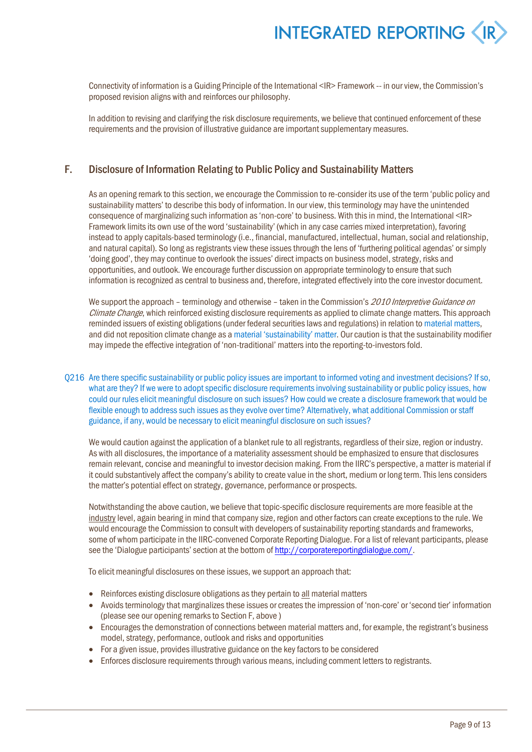Connectivity of information is a Guiding Principle of the International <IR> Framework -- in our view, the Commission's proposed revision aligns with and reinforces our philosophy.

In addition to revising and clarifying the risk disclosure requirements, we believe that continued enforcement of these requirements and the provision of illustrative guidance are important supplementary measures.

## F. Disclosure of Information Relating to Public Policy and Sustainability Matters

As an opening remark to this section, we encourage the Commission to re-consider its use of the term 'public policy and sustainability matters' to describe this body of information. In our view, this terminology may have the unintended consequence of marginalizing such information as 'non-core' to business. With this in mind, the International <IR> Framework limits its own use of the word 'sustainability' (which in any case carries mixed interpretation), favoring instead to apply capitals-based terminology (i.e., financial, manufactured, intellectual, human, social and relationship, and natural capital). So long as registrants view these issues through the lens of 'furthering political agendas' or simply 'doing good', they may continue to overlook the issues' direct impacts on business model, strategy, risks and opportunities, and outlook. We encourage further discussion on appropriate terminology to ensure that such information is recognized as central to business and, therefore, integrated effectively into the core investor document.

We support the approach – terminology and otherwise – taken in the Commission's *2010 Interpretive Guidance on Climate Change*, which reinforced existing disclosure requirements as applied to climate change matters. This approach reminded issuers of existing obligations (under federal securities laws and regulations) in relation to material matters, and did not reposition climate change as a material 'sustainability' matter. Our caution is that the sustainability modifier may impede the effective integration of 'non-traditional' matters into the reporting-to-investors fold.

Q216 Are there specific sustainability or public policy issues are important to informed voting and investment decisions? If so, what are they? If we were to adopt specific disclosure requirements involving sustainability or public policy issues, how could our rules elicit meaningful disclosure on such issues? How could we create a disclosure framework that would be flexible enough to address such issues as they evolve over time? Alternatively, what additional Commission or staff guidance, if any, would be necessary to elicit meaningful disclosure on such issues?

We would caution against the application of a blanket rule to all registrants, regardless of their size, region or industry. As with all disclosures, the importance of a materiality assessment should be emphasized to ensure that disclosures remain relevant, concise and meaningful to investor decision making. From the IIRC's perspective, a matter is material if it could substantively affect the company's ability to create value in the short, medium or long term. This lens considers the matter's potential effect on strategy, governance, performance or prospects.

Notwithstanding the above caution, we believe that topic-specific disclosure requirements are more feasible at the industry level, again bearing in mind that company size, region and other factors can create exceptions to the rule. We would encourage the Commission to consult with developers of sustainability reporting standards and frameworks, some of whom participate in the IIRC-convened Corporate Reporting Dialogue. For a list of relevant participants, please see the 'Dialogue participants' section at the bottom of http://corporatereportingdialogue.com/.

To elicit meaningful disclosures on these issues, we support an approach that:

- Reinforces existing disclosure obligations as they pertain to all material matters
- Avoids terminology that marginalizes these issues or creates the impression of 'non-core' or 'second tier' information (please see our opening remarks to Section F, above )
- Encourages the demonstration of connections between material matters and, for example, the registrant's business model, strategy, performance, outlook and risks and opportunities
- For a given issue, provides illustrative guidance on the key factors to be considered
- Enforces disclosure requirements through various means, including comment letters to registrants.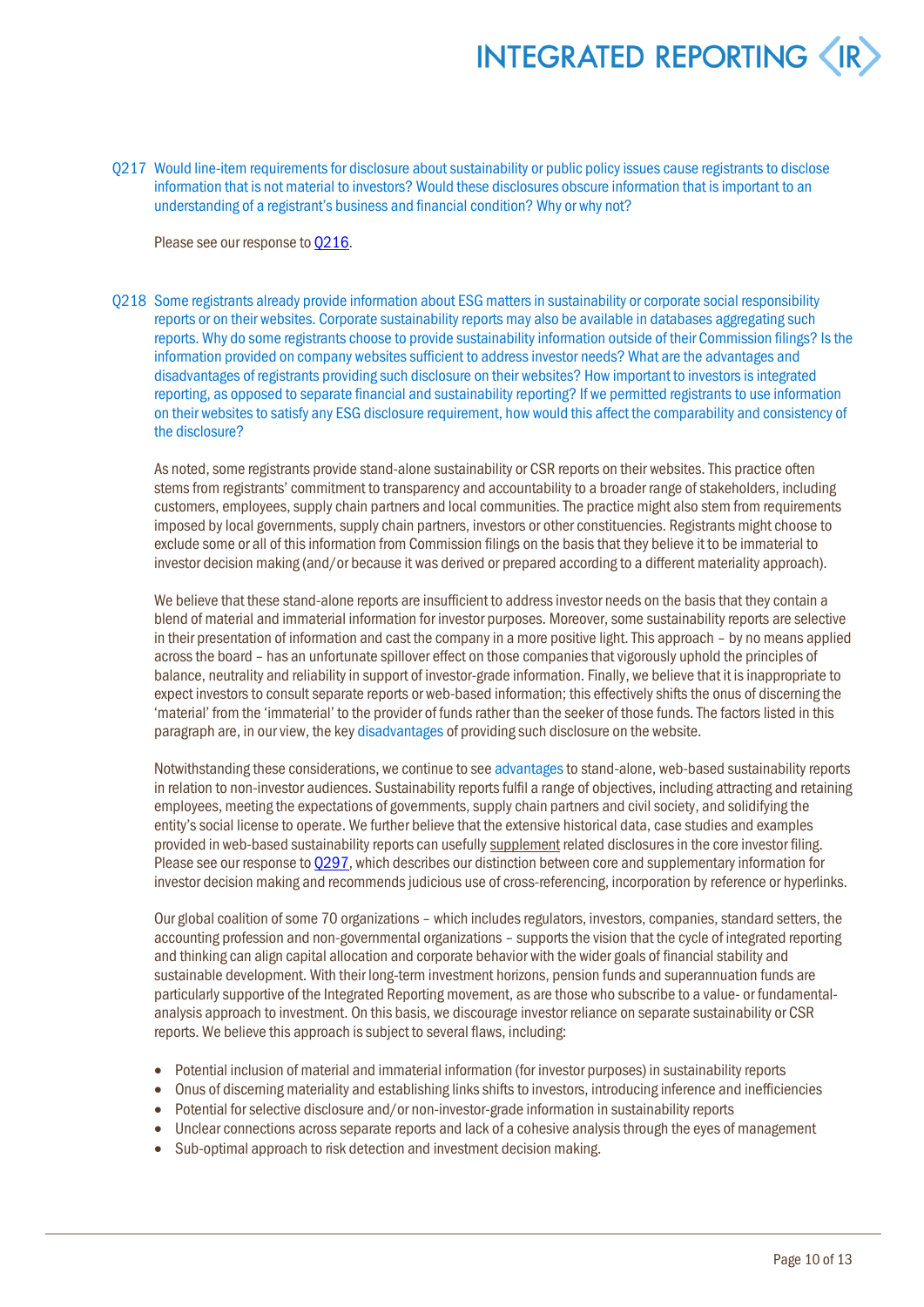Q217 Would line-item requirements for disclosure about sustainability or public policy issues cause registrants to disclose information that is not material to investors? Would these disclosures obscure information that is important to an understanding of a registrant's business and financial condition? Why or why not?

Please see our response to Q216.

Q218 Some registrants already provide information about ESG matters in sustainability or corporate social responsibility reports or on their websites. Corporate sustainability reports may also be available in databases aggregating such reports. Why do some registrants choose to provide sustainability information outside of their Commission filings? Is the information provided on company websites sufficient to address investor needs? What are the advantages and disadvantages of registrants providing such disclosure on their websites? How important to investors is integrated reporting, as opposed to separate financial and sustainability reporting? If we permitted registrants to use information on their websites to satisfy any ESG disclosure requirement, how would this affect the comparability and consistency of the disclosure?

As noted, some registrants provide stand-alone sustainability or CSR reports on their websites. This practice often stems from registrants' commitment to transparency and accountability to a broader range of stakeholders, including customers, employees, supply chain partners and local communities. The practice might also stem from requirements imposed by local governments, supply chain partners, investors or other constituencies. Registrants might choose to exclude some or all of this information from Commission filings on the basis that they believe it to be immaterial to investor decision making (and/or because it was derived or prepared according to a different materiality approach).

We believe that these stand-alone reports are insufficient to address investor needs on the basis that they contain a blend of material and immaterial information for investor purposes. Moreover, some sustainability reports are selective in their presentation of information and cast the company in a more positive light. This approach – by no means applied across the board – has an unfortunate spillover effect on those companies that vigorously uphold the principles of balance, neutrality and reliability in support of investor-grade information. Finally, we believe that it is inappropriate to expect investors to consult separate reports or web-based information; this effectively shifts the onus of discerning the 'material' from the 'immaterial' to the provider of funds rather than the seeker of those funds. The factors listed in this paragraph are, in our view, the key disadvantages of providing such disclosure on the website.

Notwithstanding these considerations, we continue to see advantages to stand-alone, web-based sustainability reports in relation to non-investor audiences. Sustainability reports fulfil a range of objectives, including attracting and retaining employees, meeting the expectations of governments, supply chain partners and civil society, and solidifying the entity's social license to operate. We further believe that the extensive historical data, case studies and examples provided in web-based sustainability reports can usefully supplement related disclosures in the core investor filing. Please see our response to Q297, which describes our distinction between core and supplementary information for investor decision making and recommends judicious use of cross-referencing, incorporation by reference or hyperlinks.

Our global coalition of some 70 organizations – which includes regulators, investors, companies, standard setters, the accounting profession and non-governmental organizations – supports the vision that the cycle of integrated reporting and thinking can align capital allocation and corporate behavior with the wider goals of financial stability and sustainable development. With their long-term investment horizons, pension funds and superannuation funds are particularly supportive of the Integrated Reporting movement, as are those who subscribe to a value- or fundamental-analysis approach to investment. On this basis, we discourage investor reliance on separate sustainability or CSR reports. We believe this approach is subject to several flaws, including:

- Potential inclusion of material and immaterial information (for investor purposes) in sustainability reports
- Onus of discerning materiality and establishing links shifts to investors, introducing inference and inefficiencies
- Potential for selective disclosure and/or non-investor-grade information in sustainability reports
- Unclear connections across separate reports and lack of a cohesive analysis through the eyes of management
- Sub-optimal approach to risk detection and investment decision making.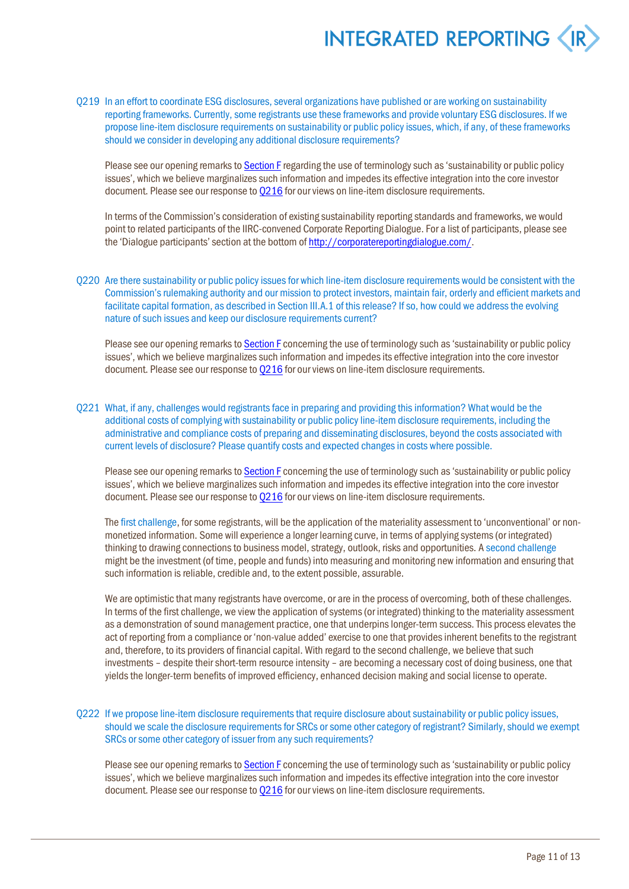Q219 In an effort to coordinate ESG disclosures, several organizations have published or are working on sustainability reporting frameworks. Currently, some registrants use these frameworks and provide voluntary ESG disclosures. If we propose line-item disclosure requirements on sustainability or public policy issues, which, if any, of these frameworks should we consider in developing any additional disclosure requirements?

Please see our opening remarks to Section F regarding the use of terminology such as 'sustainability or public policy issues', which we believe marginalizes such information and impedes its effective integration into the core investor document. Please see our response to Q216 for our views on line-item disclosure requirements.

In terms of the Commission's consideration of existing sustainability reporting standards and frameworks, we would point to related participants of the IIRC-convened Corporate Reporting Dialogue. For a list of participants, please see the 'Dialogue participants' section at the bottom of http://corporatereportingdialogue.com/.

Q220 Are there sustainability or public policy issues for which line-item disclosure requirements would be consistent with the Commission's rulemaking authority and our mission to protect investors, maintain fair, orderly and efficient markets and facilitate capital formation, as described in Section III.A.1 of this release? If so, how could we address the evolving nature of such issues and keep our disclosure requirements current?

Please see our opening remarks to Section F concerning the use of terminology such as 'sustainability or public policy issues', which we believe marginalizes such information and impedes its effective integration into the core investor document. Please see our response to Q216 for our views on line-item disclosure requirements.

Q221 What, if any, challenges would registrants face in preparing and providing this information? What would be the additional costs of complying with sustainability or public policy line-item disclosure requirements, including the administrative and compliance costs of preparing and disseminating disclosures, beyond the costs associated with current levels of disclosure? Please quantify costs and expected changes in costs where possible.

Please see our opening remarks to Section F concerning the use of terminology such as 'sustainability or public policy issues', which we believe marginalizes such information and impedes its effective integration into the core investor document. Please see our response to Q216 for our views on line-item disclosure requirements.

The first challenge, for some registrants, will be the application of the materiality assessment to 'unconventional' or non-monetized information. Some will experience a longer learning curve, in terms of applying systems (or integrated) thinking to drawing connections to business model, strategy, outlook, risks and opportunities. A second challenge might be the investment (of time, people and funds) into measuring and monitoring new information and ensuring that such information is reliable, credible and, to the extent possible, assurable.

We are optimistic that many registrants have overcome, or are in the process of overcoming, both of these challenges. In terms of the first challenge, we view the application of systems (or integrated) thinking to the materiality assessment as a demonstration of sound management practice, one that underpins longer-term success. This process elevates the act of reporting from a compliance or 'non-value added' exercise to one that provides inherent benefits to the registrant and, therefore, to its providers of financial capital. With regard to the second challenge, we believe that such investments – despite their short-term resource intensity – are becoming a necessary cost of doing business, one that yields the longer-term benefits of improved efficiency, enhanced decision making and social license to operate.

Q222 If we propose line-item disclosure requirements that require disclosure about sustainability or public policy issues, should we scale the disclosure requirements for SRCs or some other category of registrant? Similarly, should we exempt SRCs or some other category of issuer from any such requirements?

Please see our opening remarks to Section F concerning the use of terminology such as 'sustainability or public policy issues', which we believe marginalizes such information and impedes its effective integration into the core investor document. Please see our response to Q216 for our views on line-item disclosure requirements.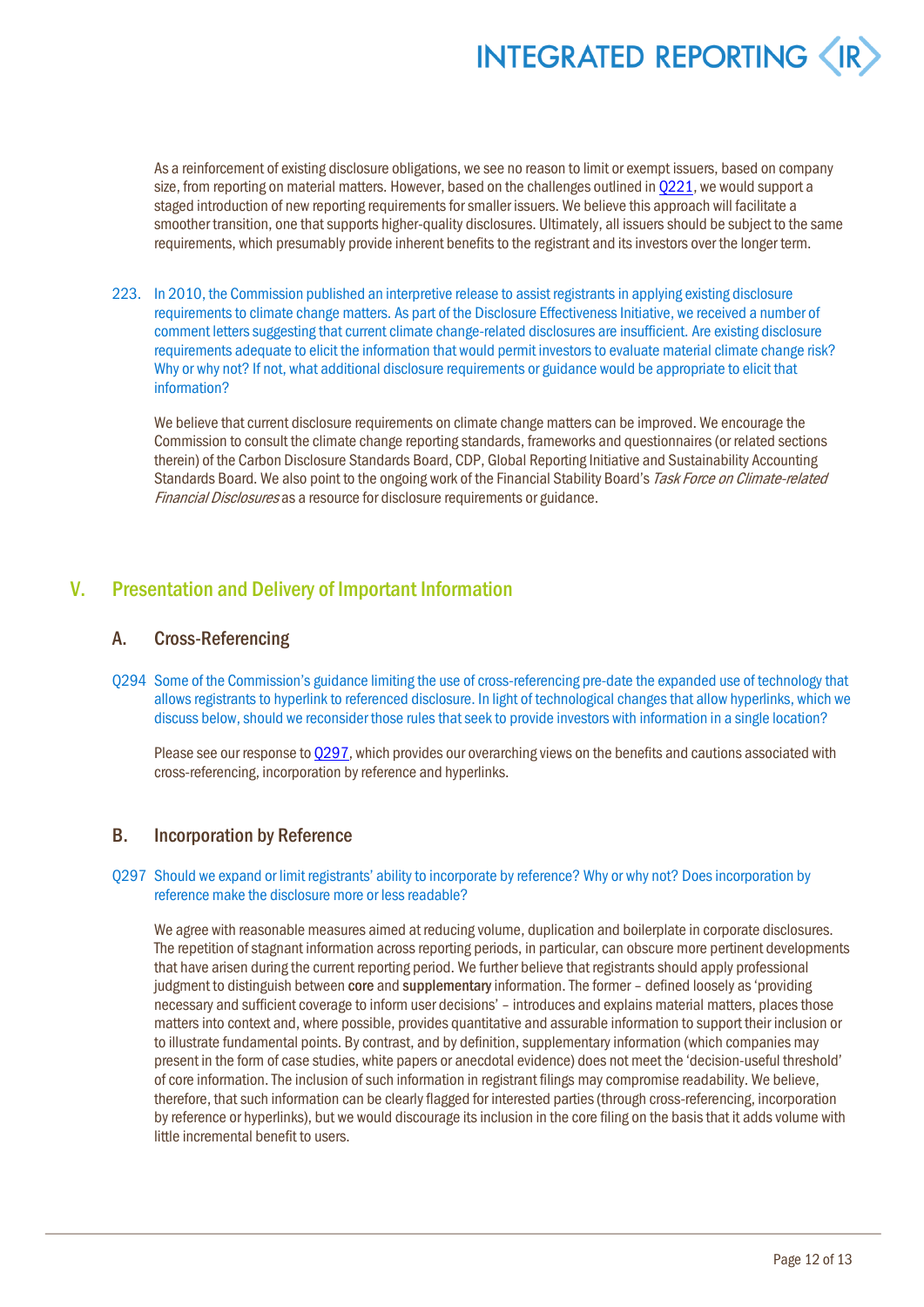As a reinforcement of existing disclosure obligations, we see no reason to limit or exempt issuers, based on company size, from reporting on material matters. However, based on the challenges outlined in Q221, we would support a staged introduction of new reporting requirements for smaller issuers. We believe this approach will facilitate a smoother transition, one that supports higher-quality disclosures. Ultimately, all issuers should be subject to the same requirements, which presumably provide inherent benefits to the registrant and its investors over the longer term.

223. In 2010, the Commission published an interpretive release to assist registrants in applying existing disclosure requirements to climate change matters. As part of the Disclosure Effectiveness Initiative, we received a number of comment letters suggesting that current climate change-related disclosures are insufficient. Are existing disclosure requirements adequate to elicit the information that would permit investors to evaluate material climate change risk? Why or why not? If not, what additional disclosure requirements or guidance would be appropriate to elicit that information?

We believe that current disclosure requirements on climate change matters can be improved. We encourage the Commission to consult the climate change reporting standards, frameworks and questionnaires (or related sections therein) of the Carbon Disclosure Standards Board, CDP, Global Reporting Initiative and Sustainability Accounting Standards Board. We also point to the ongoing work of the Financial Stability Board's *Task Force on Climate-related Financial Disclosures* as a resource for disclosure requirements or guidance.

## V. Presentation and Delivery of Important Information

### A. Cross-Referencing

Q294 Some of the Commission's guidance limiting the use of cross-referencing pre-date the expanded use of technology that allows registrants to hyperlink to referenced disclosure. In light of technological changes that allow hyperlinks, which we discuss below, should we reconsider those rules that seek to provide investors with information in a single location?

Please see our response to Q297, which provides our overarching views on the benefits and cautions associated with cross-referencing, incorporation by reference and hyperlinks.

### B. Incorporation by Reference

Q297 Should we expand or limit registrants' ability to incorporate by reference? Why or why not? Does incorporation by reference make the disclosure more or less readable?

We agree with reasonable measures aimed at reducing volume, duplication and boilerplate in corporate disclosures. The repetition of stagnant information across reporting periods, in particular, can obscure more pertinent developments that have arisen during the current reporting period. We further believe that registrants should apply professional judgment to distinguish between **core** and **supplementary** information. The former – defined loosely as 'providing necessary and sufficient coverage to inform user decisions' – introduces and explains material matters, places those matters into context and, where possible, provides quantitative and assurable information to support their inclusion or to illustrate fundamental points. By contrast, and by definition, supplementary information (which companies may present in the form of case studies, white papers or anecdotal evidence) does not meet the 'decision-useful threshold' of core information. The inclusion of such information in registrant filings may compromise readability. We believe, therefore, that such information can be clearly flagged for interested parties (through cross-referencing, incorporation by reference or hyperlinks), but we would discourage its inclusion in the core filing on the basis that it adds volume with little incremental benefit to users.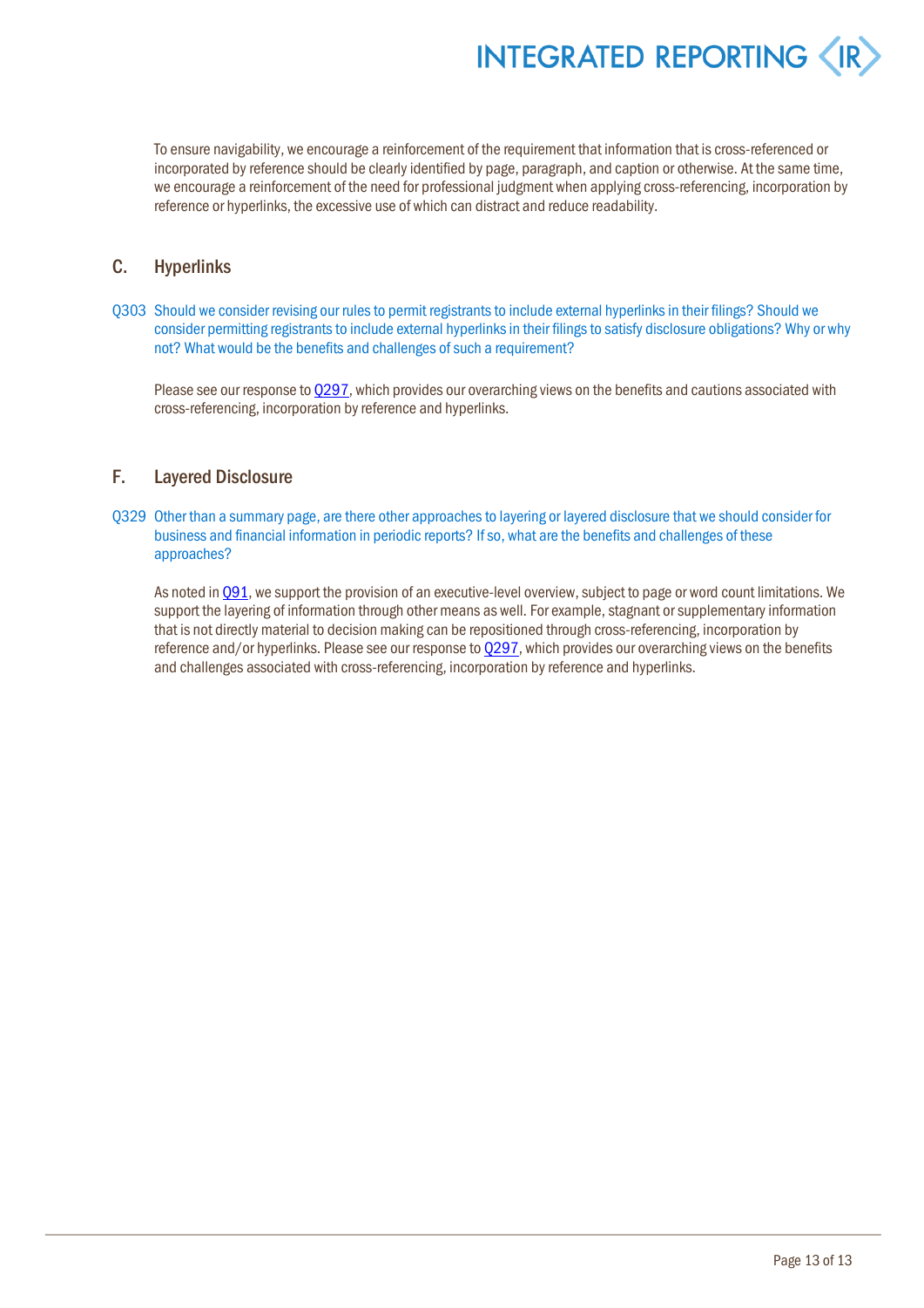To ensure navigability, we encourage a reinforcement of the requirement that information that is cross-referenced or incorporated by reference should be clearly identified by page, paragraph, and caption or otherwise. At the same time, we encourage a reinforcement of the need for professional judgment when applying cross-referencing, incorporation by reference or hyperlinks, the excessive use of which can distract and reduce readability.

## C. Hyperlinks

Q303 Should we consider revising our rules to permit registrants to include external hyperlinks in their filings? Should we consider permitting registrants to include external hyperlinks in their filings to satisfy disclosure obligations? Why or why not? What would be the benefits and challenges of such a requirement?

Please see our response to Q297, which provides our overarching views on the benefits and cautions associated with cross-referencing, incorporation by reference and hyperlinks.

## F. Layered Disclosure

Q329 Other than a summary page, are there other approaches to layering or layered disclosure that we should consider for business and financial information in periodic reports? If so, what are the benefits and challenges of these approaches?

As noted in Q91, we support the provision of an executive-level overview, subject to page or word count limitations. We support the layering of information through other means as well. For example, stagnant or supplementary information that is not directly material to decision making can be repositioned through cross-referencing, incorporation by reference and/or hyperlinks. Please see our response to Q297, which provides our overarching views on the benefits and challenges associated with cross-referencing, incorporation by reference and hyperlinks.